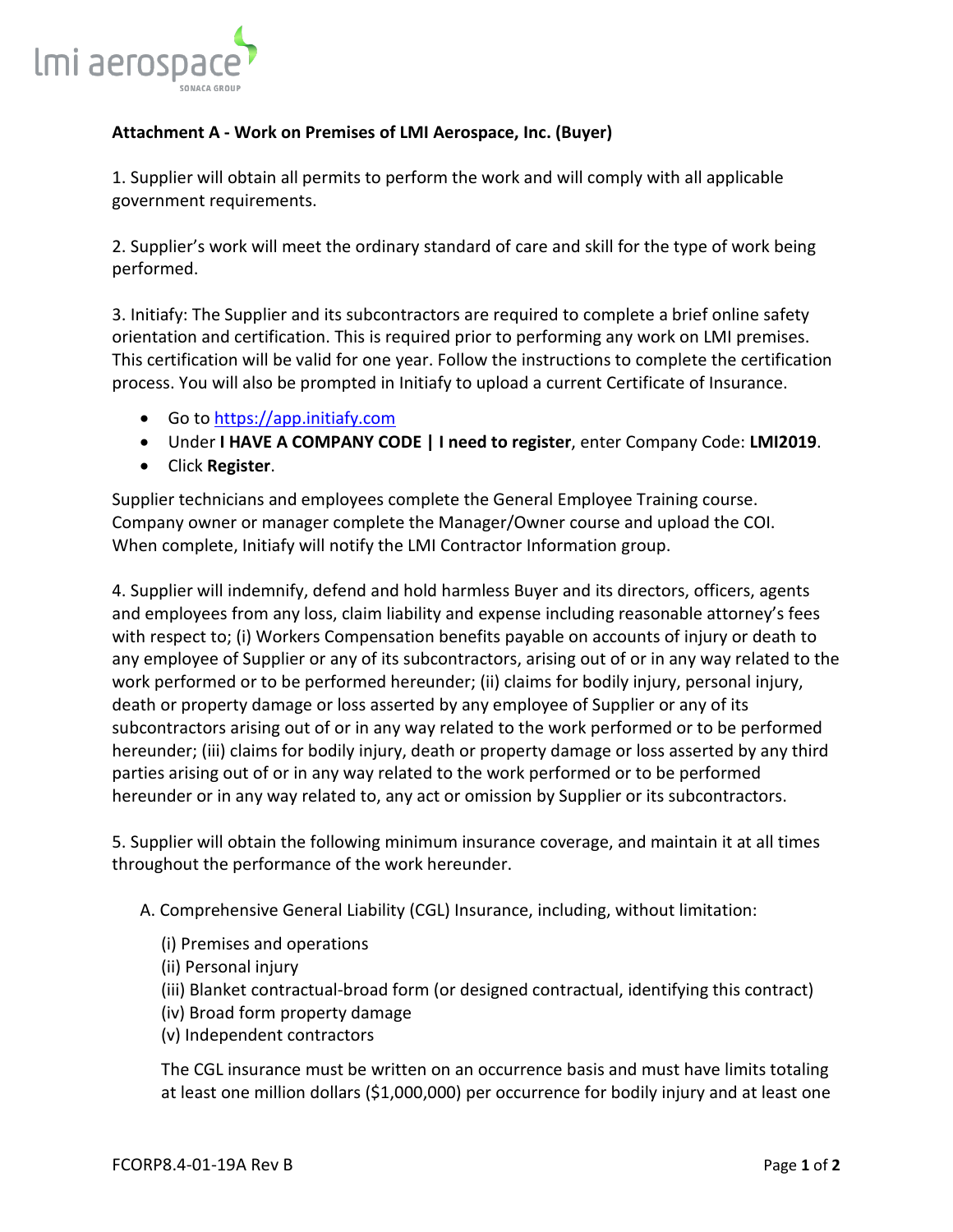**Attachment A - Work on Premises of LMI Aerospace, Inc. (Buyer)**

1. Supplier will obtain all permits to perform the work and will comply with all applicable government requirements.

2. Supplier's work will meet the ordinary standard of care and skill for the type of work being performed.

3. Initiafy: The Supplier and its subcontractors are required to complete a brief online safety orientation and certification. This is required prior to performing any work on LMI premises. This certification will be valid for one year. Follow the instructions to complete the certification process. You will also be prompted in Initiafy to upload a current Certificate of Insurance.

- Go to https://app.initiafy.com
- Under **I HAVE A COMPANY CODE | I need to register**, enter Company Code: **LMI2019**.
- Click **Register**.

Supplier technicians and employees complete the General Employee Training course. Company owner or manager complete the Manager/Owner course and upload the COI. When complete, Initiafy will notify the LMI Contractor Information group.

4. Supplier will indemnify, defend and hold harmless Buyer and its directors, officers, agents and employees from any loss, claim liability and expense including reasonable attorney's fees with respect to; (i) Workers Compensation benefits payable on accounts of injury or death to any employee of Supplier or any of its subcontractors, arising out of or in any way related to the work performed or to be performed hereunder; (ii) claims for bodily injury, personal injury, death or property damage or loss asserted by any employee of Supplier or any of its subcontractors arising out of or in any way related to the work performed or to be performed hereunder; (iii) claims for bodily injury, death or property damage or loss asserted by any third parties arising out of or in any way related to the work performed or to be performed hereunder or in any way related to, any act or omission by Supplier or its subcontractors.

5. Supplier will obtain the following minimum insurance coverage, and maintain it at all times throughout the performance of the work hereunder.

A. Comprehensive General Liability (CGL) Insurance, including, without limitation:

(i) Premises and operations
(ii) Personal injury
(iii) Blanket contractual-broad form (or designed contractual, identifying this contract)
(iv) Broad form property damage
(v) Independent contractors

The CGL insurance must be written on an occurrence basis and must have limits totaling at least one million dollars ($1,000,000) per occurrence for bodily injury and at least one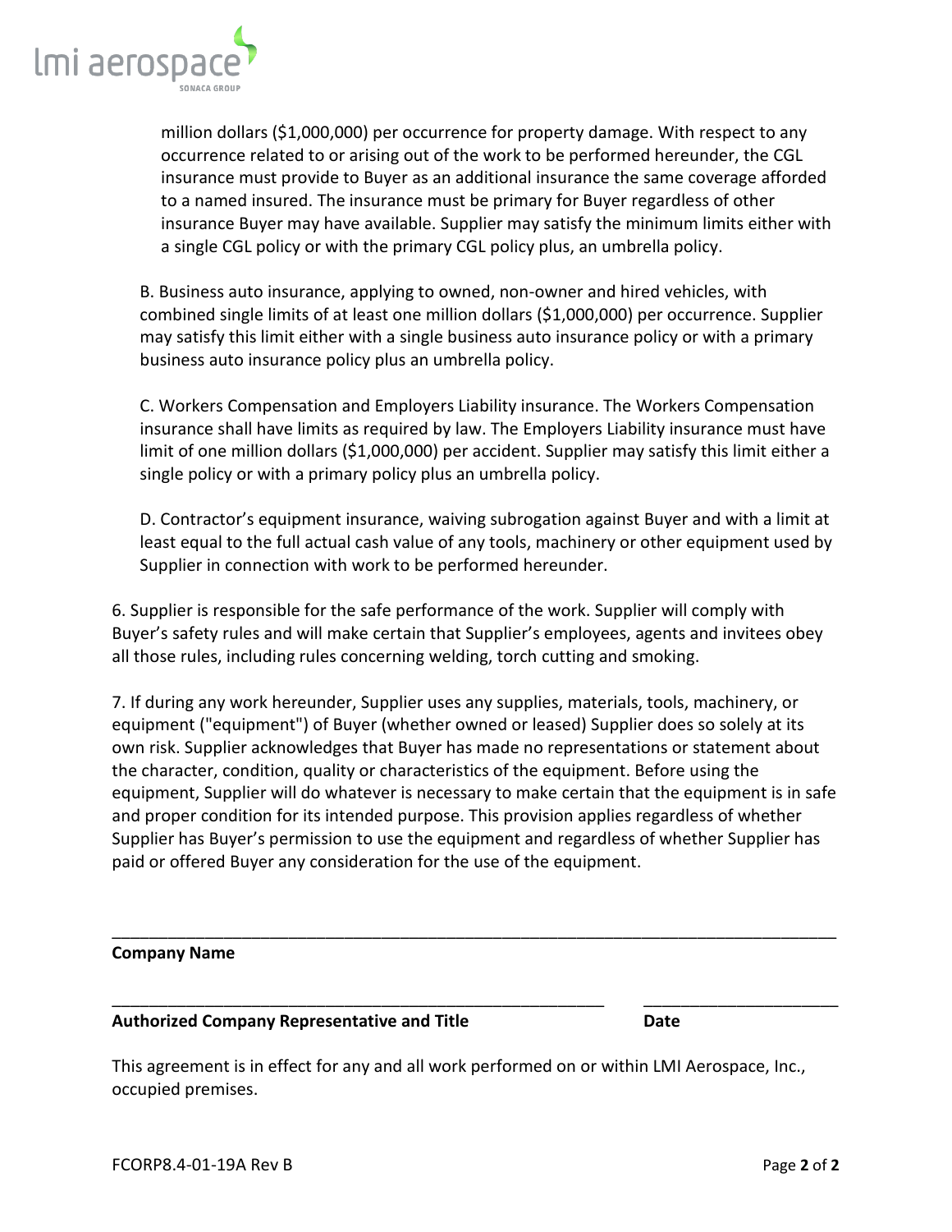million dollars ($1,000,000) per occurrence for property damage. With respect to any occurrence related to or arising out of the work to be performed hereunder, the CGL insurance must provide to Buyer as an additional insurance the same coverage afforded to a named insured. The insurance must be primary for Buyer regardless of other insurance Buyer may have available. Supplier may satisfy the minimum limits either with a single CGL policy or with the primary CGL policy plus, an umbrella policy.

B. Business auto insurance, applying to owned, non-owner and hired vehicles, with combined single limits of at least one million dollars ($1,000,000) per occurrence. Supplier may satisfy this limit either with a single business auto insurance policy or with a primary business auto insurance policy plus an umbrella policy.

C. Workers Compensation and Employers Liability insurance. The Workers Compensation insurance shall have limits as required by law. The Employers Liability insurance must have limit of one million dollars ($1,000,000) per accident. Supplier may satisfy this limit either a single policy or with a primary policy plus an umbrella policy.

D. Contractor's equipment insurance, waiving subrogation against Buyer and with a limit at least equal to the full actual cash value of any tools, machinery or other equipment used by Supplier in connection with work to be performed hereunder.

6. Supplier is responsible for the safe performance of the work. Supplier will comply with Buyer's safety rules and will make certain that Supplier's employees, agents and invitees obey all those rules, including rules concerning welding, torch cutting and smoking.

7. If during any work hereunder, Supplier uses any supplies, materials, tools, machinery, or equipment ("equipment") of Buyer (whether owned or leased) Supplier does so solely at its own risk. Supplier acknowledges that Buyer has made no representations or statement about the character, condition, quality or characteristics of the equipment. Before using the equipment, Supplier will do whatever is necessary to make certain that the equipment is in safe and proper condition for its intended purpose. This provision applies regardless of whether Supplier has Buyer's permission to use the equipment and regardless of whether Supplier has paid or offered Buyer any consideration for the use of the equipment.

______________________________________________________________________________

**Company Name**

_______________________________________________________ ____________________

**Authorized Company Representative and Title** **Date**

This agreement is in effect for any and all work performed on or within LMI Aerospace, Inc., occupied premises.

FCORP8.4-01-19A Rev B